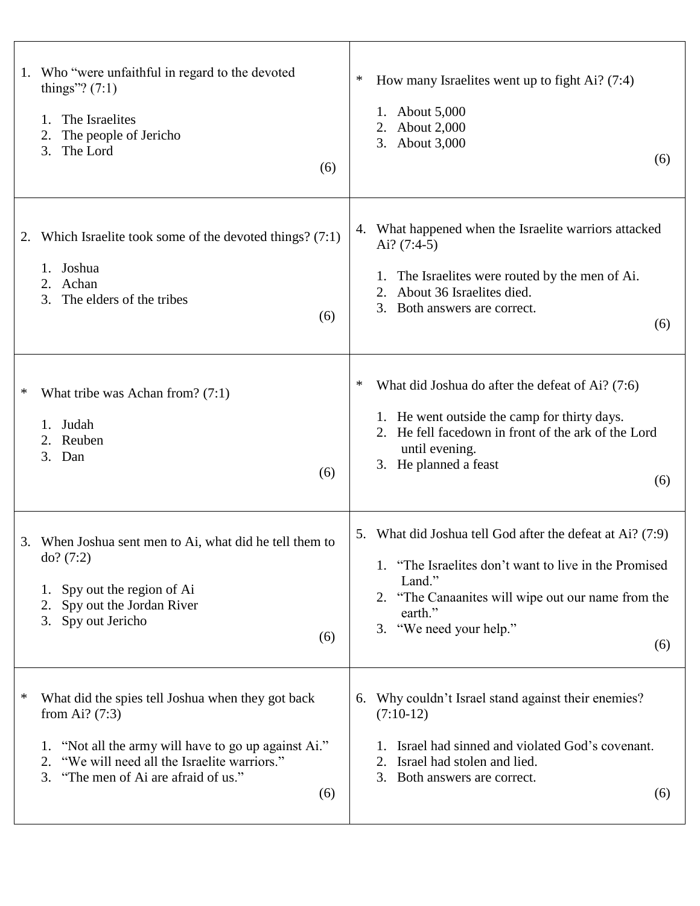1. Who "were unfaithful in regard to the devoted things"? (7:1)

   1. The Israelites
   2. The people of Jericho
   3. The Lord

   (6)

---

2. Which Israelite took some of the devoted things? (7:1)

   1. Joshua
   2. Achan
   3. The elders of the tribes

   (6)

---

\* What tribe was Achan from? (7:1)

   1. Judah
   2. Reuben
   3. Dan

   (6)

---

3. When Joshua sent men to Ai, what did he tell them to do? (7:2)

   1. Spy out the region of Ai
   2. Spy out the Jordan River
   3. Spy out Jericho

   (6)

---

\* What did the spies tell Joshua when they got back from Ai? (7:3)

   1. "Not all the army will have to go up against Ai."
   2. "We will need all the Israelite warriors."
   3. "The men of Ai are afraid of us."

   (6)

---

\* How many Israelites went up to fight Ai? (7:4)

   1. About 5,000
   2. About 2,000
   3. About 3,000

   (6)

---

4. What happened when the Israelite warriors attacked Ai? (7:4-5)

   1. The Israelites were routed by the men of Ai.
   2. About 36 Israelites died.
   3. Both answers are correct.

   (6)

---

\* What did Joshua do after the defeat of Ai? (7:6)

   1. He went outside the camp for thirty days.
   2. He fell facedown in front of the ark of the Lord until evening.
   3. He planned a feast

   (6)

---

5. What did Joshua tell God after the defeat at Ai? (7:9)

   1. "The Israelites don't want to live in the Promised Land."
   2. "The Canaanites will wipe out our name from the earth."
   3. "We need your help."

   (6)

---

6. Why couldn't Israel stand against their enemies? (7:10-12)

   1. Israel had sinned and violated God's covenant.
   2. Israel had stolen and lied.
   3. Both answers are correct.

   (6)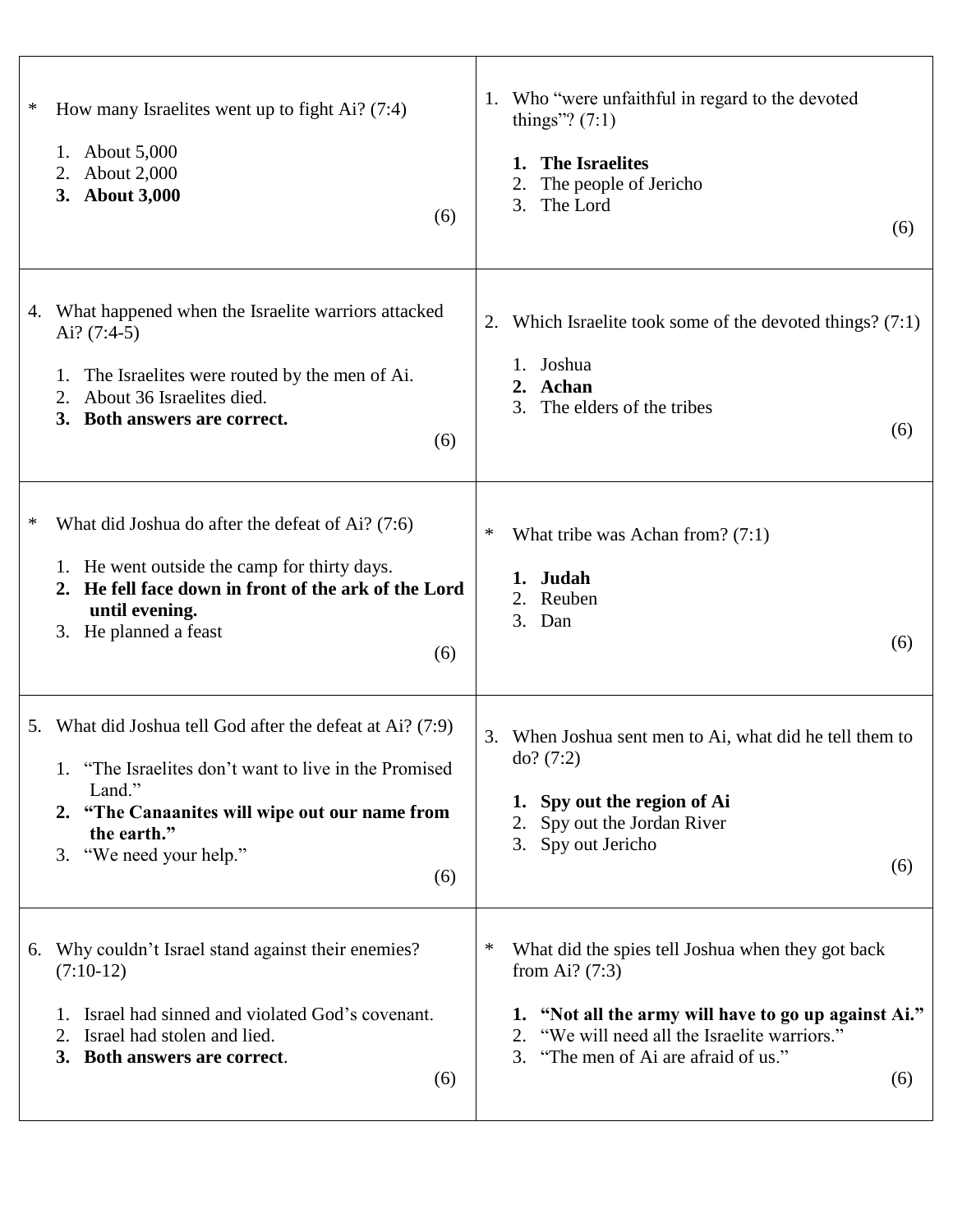| | |
|---|---|
| * How many Israelites went up to fight Ai? (7:4)<br><br>1. About 5,000<br>2. About 2,000<br>3. **About 3,000**<br><br>(6) | 1. Who "were unfaithful in regard to the devoted things"? (7:1)<br><br>1. **The Israelites**<br>2. The people of Jericho<br>3. The Lord<br><br>(6) |
| 4. What happened when the Israelite warriors attacked Ai? (7:4-5)<br><br>1. The Israelites were routed by the men of Ai.<br>2. About 36 Israelites died.<br>3. **Both answers are correct.**<br><br>(6) | 2. Which Israelite took some of the devoted things? (7:1)<br><br>1. Joshua<br>2. **Achan**<br>3. The elders of the tribes<br><br>(6) |
| * What did Joshua do after the defeat of Ai? (7:6)<br><br>1. He went outside the camp for thirty days.<br>2. **He fell face down in front of the ark of the Lord until evening.**<br>3. He planned a feast<br><br>(6) | * What tribe was Achan from? (7:1)<br><br>1. **Judah**<br>2. Reuben<br>3. Dan<br><br>(6) |
| 5. What did Joshua tell God after the defeat at Ai? (7:9)<br><br>1. "The Israelites don't want to live in the Promised Land."<br>2. **"The Canaanites will wipe out our name from the earth."**<br>3. "We need your help."<br><br>(6) | 3. When Joshua sent men to Ai, what did he tell them to do? (7:2)<br><br>1. **Spy out the region of Ai**<br>2. Spy out the Jordan River<br>3. Spy out Jericho<br><br>(6) |
| 6. Why couldn't Israel stand against their enemies? (7:10-12)<br><br>1. Israel had sinned and violated God's covenant.<br>2. Israel had stolen and lied.<br>3. **Both answers are correct**.<br><br>(6) | * What did the spies tell Joshua when they got back from Ai? (7:3)<br><br>1. **"Not all the army will have to go up against Ai."**<br>2. "We will need all the Israelite warriors."<br>3. "The men of Ai are afraid of us."<br><br>(6) |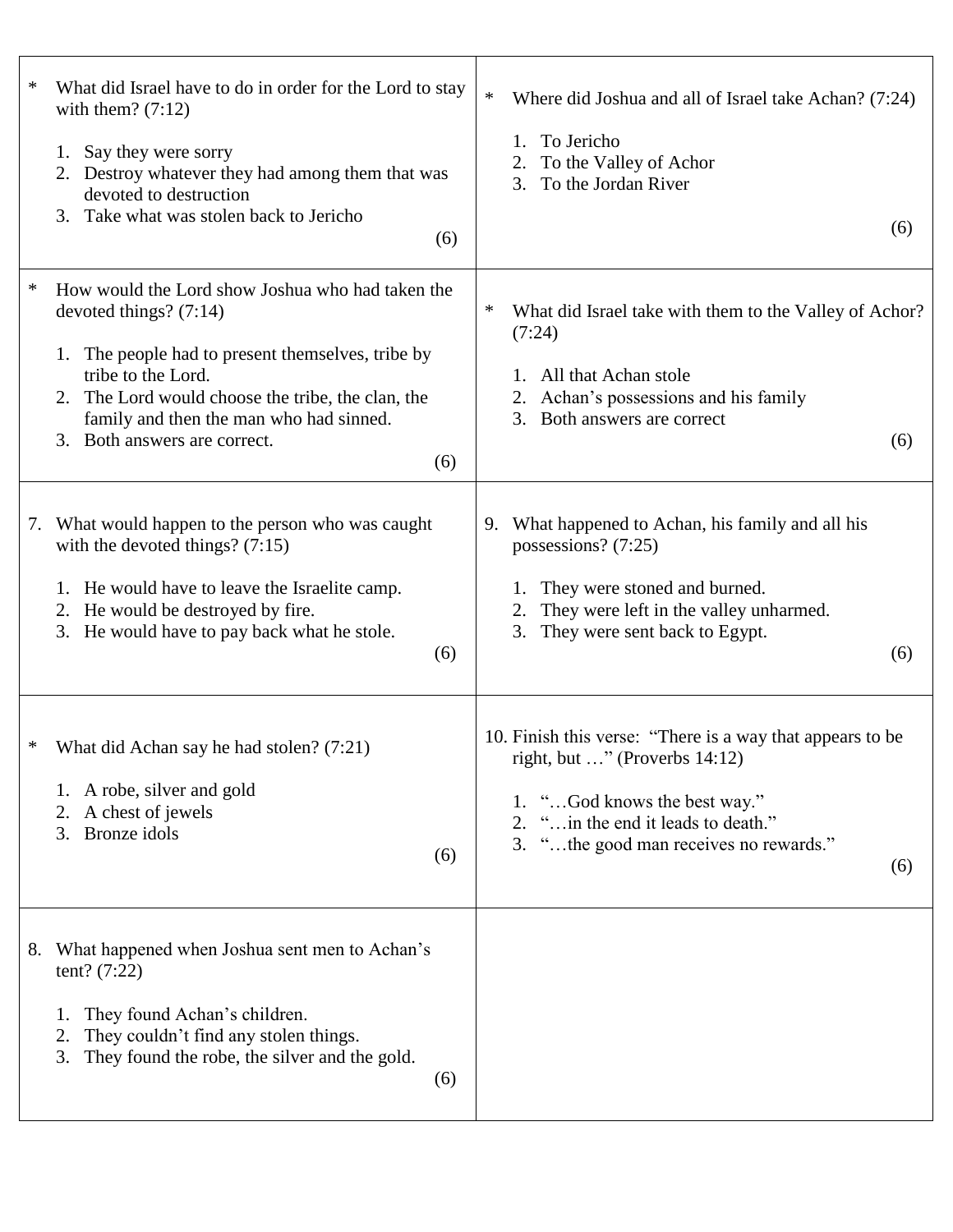* What did Israel have to do in order for the Lord to stay with them? (7:12)

  1. Say they were sorry
  2. Destroy whatever they had among them that was devoted to destruction
  3. Take what was stolen back to Jericho

  (6)

* How would the Lord show Joshua who had taken the devoted things? (7:14)

  1. The people had to present themselves, tribe by tribe to the Lord.
  2. The Lord would choose the tribe, the clan, the family and then the man who had sinned.
  3. Both answers are correct.

  (6)

7. What would happen to the person who was caught with the devoted things? (7:15)

   1. He would have to leave the Israelite camp.
   2. He would be destroyed by fire.
   3. He would have to pay back what he stole.

   (6)

* What did Achan say he had stolen? (7:21)

  1. A robe, silver and gold
  2. A chest of jewels
  3. Bronze idols

  (6)

8. What happened when Joshua sent men to Achan's tent? (7:22)

   1. They found Achan's children.
   2. They couldn't find any stolen things.
   3. They found the robe, the silver and the gold.

   (6)

* Where did Joshua and all of Israel take Achan? (7:24)

  1. To Jericho
  2. To the Valley of Achor
  3. To the Jordan River

  (6)

* What did Israel take with them to the Valley of Achor? (7:24)

  1. All that Achan stole
  2. Achan's possessions and his family
  3. Both answers are correct

  (6)

9. What happened to Achan, his family and all his possessions? (7:25)

   1. They were stoned and burned.
   2. They were left in the valley unharmed.
   3. They were sent back to Egypt.

   (6)

10. Finish this verse: "There is a way that appears to be right, but …" (Proverbs 14:12)

    1. "…God knows the best way."
    2. "…in the end it leads to death."
    3. "…the good man receives no rewards."

    (6)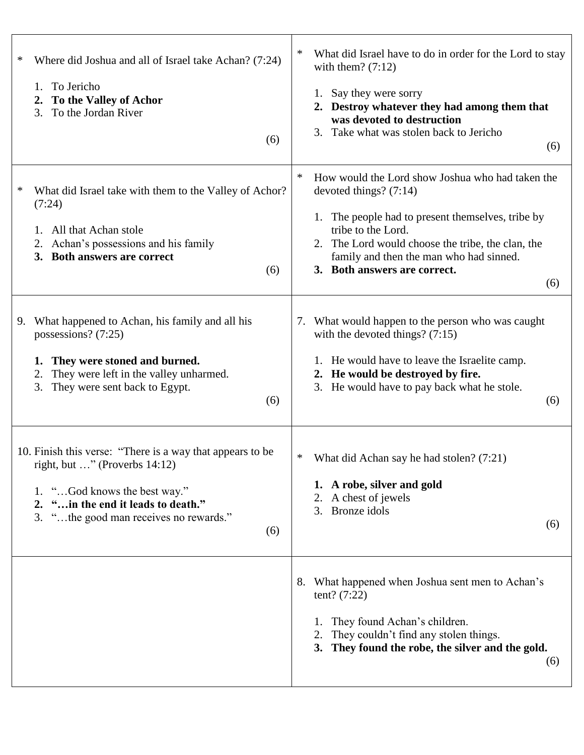\* Where did Joshua and all of Israel take Achan? (7:24)

1. To Jericho
2. **To the Valley of Achor**
3. To the Jordan River

(6)

\* What did Israel have to do in order for the Lord to stay with them? (7:12)

1. Say they were sorry
2. **Destroy whatever they had among them that was devoted to destruction**
3. Take what was stolen back to Jericho

(6)

\* What did Israel take with them to the Valley of Achor? (7:24)

1. All that Achan stole
2. Achan's possessions and his family
3. **Both answers are correct**

(6)

\* How would the Lord show Joshua who had taken the devoted things? (7:14)

1. The people had to present themselves, tribe by tribe to the Lord.
2. The Lord would choose the tribe, the clan, the family and then the man who had sinned.
3. **Both answers are correct.**

(6)

9. What happened to Achan, his family and all his possessions? (7:25)

1. **They were stoned and burned.**
2. They were left in the valley unharmed.
3. They were sent back to Egypt.

(6)

7. What would happen to the person who was caught with the devoted things? (7:15)

1. He would have to leave the Israelite camp.
2. **He would be destroyed by fire.**
3. He would have to pay back what he stole.

(6)

10. Finish this verse: "There is a way that appears to be right, but …" (Proverbs 14:12)

1. "…God knows the best way."
2. **"…in the end it leads to death."**
3. "…the good man receives no rewards."

(6)

\* What did Achan say he had stolen? (7:21)

1. **A robe, silver and gold**
2. A chest of jewels
3. Bronze idols

(6)

8. What happened when Joshua sent men to Achan's tent? (7:22)

1. They found Achan's children.
2. They couldn't find any stolen things.
3. **They found the robe, the silver and the gold.**

(6)